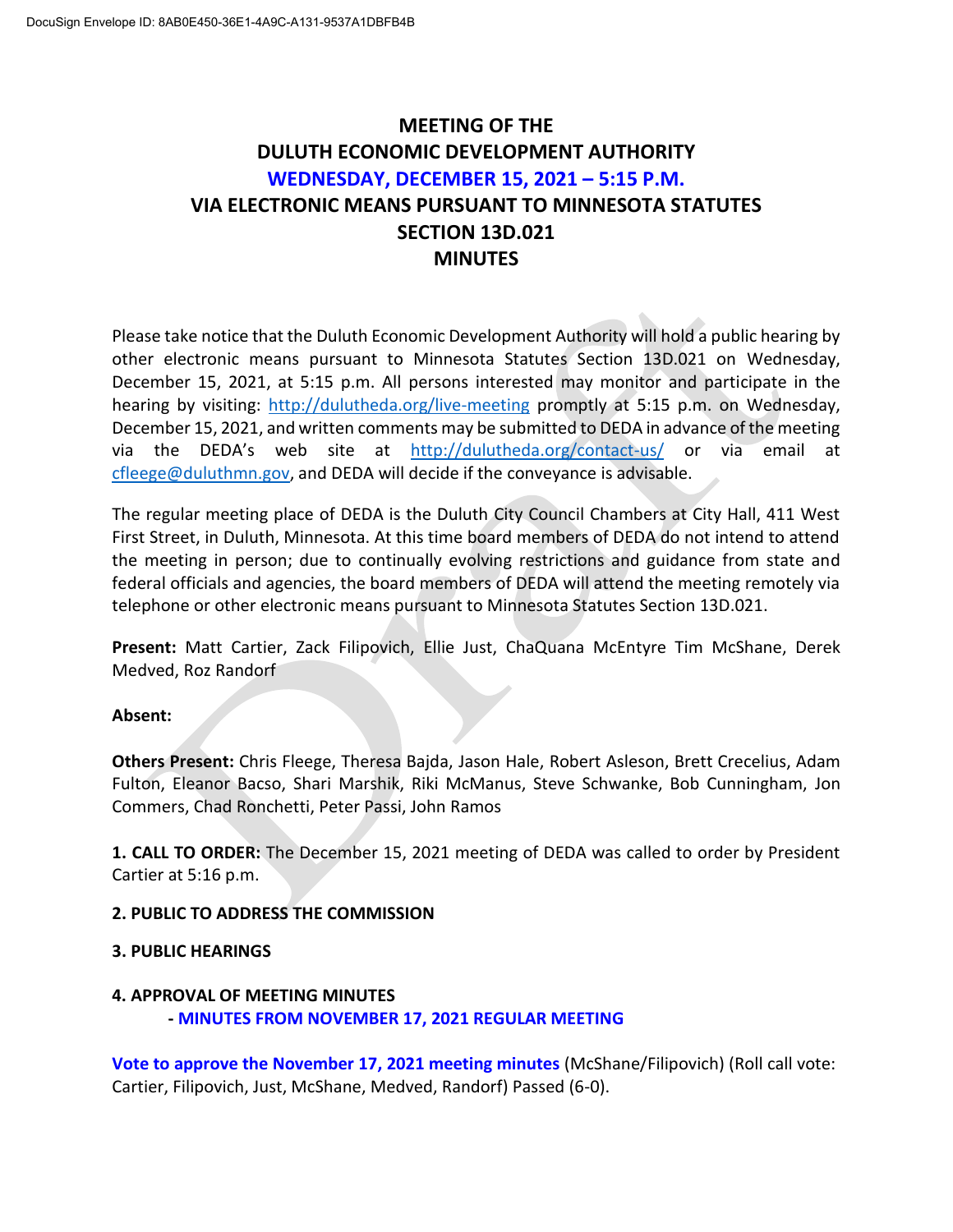DocuSign Envelope ID: 8AB0E450-36E1-4A9C-A131-9537A1DBFB4B

# MEETING OF THE
# DULUTH ECONOMIC DEVELOPMENT AUTHORITY
## WEDNESDAY, DECEMBER 15, 2021 – 5:15 P.M.
## VIA ELECTRONIC MEANS PURSUANT TO MINNESOTA STATUTES SECTION 13D.021
## MINUTES

Please take notice that the Duluth Economic Development Authority will hold a public hearing by other electronic means pursuant to Minnesota Statutes Section 13D.021 on Wednesday, December 15, 2021, at 5:15 p.m. All persons interested may monitor and participate in the hearing by visiting: http://dulutheda.org/live-meeting promptly at 5:15 p.m. on Wednesday, December 15, 2021, and written comments may be submitted to DEDA in advance of the meeting via the DEDA's web site at http://dulutheda.org/contact-us/ or via email at cfleege@duluthmn.gov, and DEDA will decide if the conveyance is advisable.

The regular meeting place of DEDA is the Duluth City Council Chambers at City Hall, 411 West First Street, in Duluth, Minnesota. At this time board members of DEDA do not intend to attend the meeting in person; due to continually evolving restrictions and guidance from state and federal officials and agencies, the board members of DEDA will attend the meeting remotely via telephone or other electronic means pursuant to Minnesota Statutes Section 13D.021.

**Present:** Matt Cartier, Zack Filipovich, Ellie Just, ChaQuana McEntyre Tim McShane, Derek Medved, Roz Randorf

**Absent:**

**Others Present:** Chris Fleege, Theresa Bajda, Jason Hale, Robert Asleson, Brett Crecelius, Adam Fulton, Eleanor Bacso, Shari Marshik, Riki McManus, Steve Schwanke, Bob Cunningham, Jon Commers, Chad Ronchetti, Peter Passi, John Ramos

**1. CALL TO ORDER:** The December 15, 2021 meeting of DEDA was called to order by President Cartier at 5:16 p.m.

**2. PUBLIC TO ADDRESS THE COMMISSION**

**3. PUBLIC HEARINGS**

**4. APPROVAL OF MEETING MINUTES**

- **MINUTES FROM NOVEMBER 17, 2021 REGULAR MEETING**

**Vote to approve the November 17, 2021 meeting minutes** (McShane/Filipovich) (Roll call vote: Cartier, Filipovich, Just, McShane, Medved, Randorf) Passed (6-0).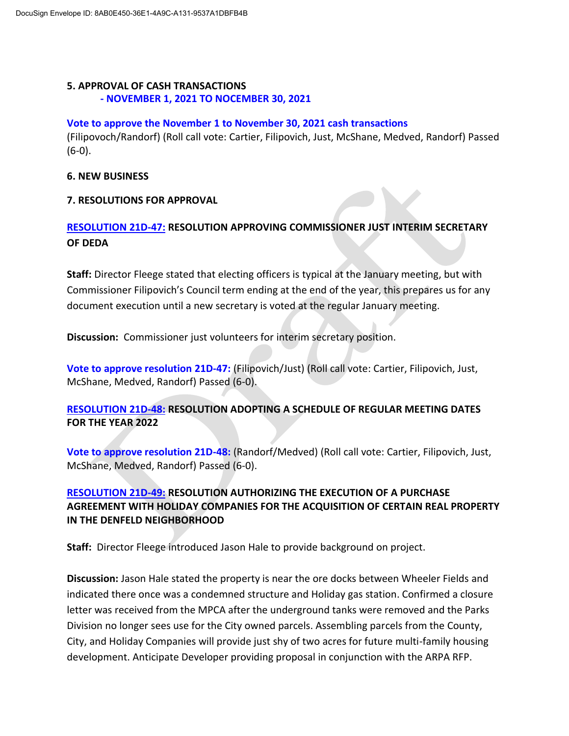**5. APPROVAL OF CASH TRANSACTIONS**
**- NOVEMBER 1, 2021 TO NOVEMBER 30, 2021**

**Vote to approve the November 1 to November 30, 2021 cash transactions** (Filipovoch/Randorf) (Roll call vote: Cartier, Filipovich, Just, McShane, Medved, Randorf) Passed (6-0).

**6. NEW BUSINESS**

**7. RESOLUTIONS FOR APPROVAL**

**RESOLUTION 21D-47: RESOLUTION APPROVING COMMISSIONER JUST INTERIM SECRETARY OF DEDA**

**Staff:** Director Fleege stated that electing officers is typical at the January meeting, but with Commissioner Filipovich's Council term ending at the end of the year, this prepares us for any document execution until a new secretary is voted at the regular January meeting.

**Discussion:** Commissioner just volunteers for interim secretary position.

**Vote to approve resolution 21D-47:** (Filipovich/Just) (Roll call vote: Cartier, Filipovich, Just, McShane, Medved, Randorf) Passed (6-0).

**RESOLUTION 21D-48: RESOLUTION ADOPTING A SCHEDULE OF REGULAR MEETING DATES FOR THE YEAR 2022**

**Vote to approve resolution 21D-48:** (Randorf/Medved) (Roll call vote: Cartier, Filipovich, Just, McShane, Medved, Randorf) Passed (6-0).

**RESOLUTION 21D-49: RESOLUTION AUTHORIZING THE EXECUTION OF A PURCHASE AGREEMENT WITH HOLIDAY COMPANIES FOR THE ACQUISITION OF CERTAIN REAL PROPERTY IN THE DENFELD NEIGHBORHOOD**

**Staff:** Director Fleege introduced Jason Hale to provide background on project.

**Discussion:** Jason Hale stated the property is near the ore docks between Wheeler Fields and indicated there once was a condemned structure and Holiday gas station. Confirmed a closure letter was received from the MPCA after the underground tanks were removed and the Parks Division no longer sees use for the City owned parcels. Assembling parcels from the County, City, and Holiday Companies will provide just shy of two acres for future multi-family housing development. Anticipate Developer providing proposal in conjunction with the ARPA RFP.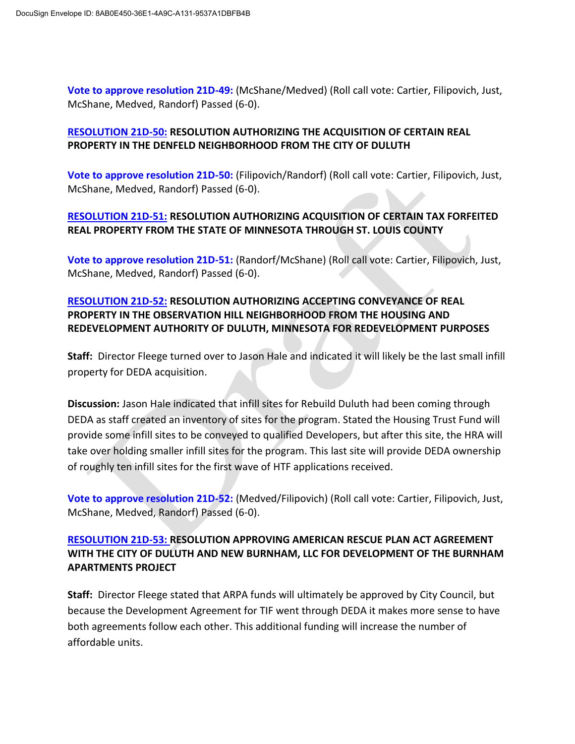**Vote to approve resolution 21D-49:** (McShane/Medved) (Roll call vote: Cartier, Filipovich, Just, McShane, Medved, Randorf) Passed (6-0).

**RESOLUTION 21D-50: RESOLUTION AUTHORIZING THE ACQUISITION OF CERTAIN REAL PROPERTY IN THE DENFELD NEIGHBORHOOD FROM THE CITY OF DULUTH**

**Vote to approve resolution 21D-50:** (Filipovich/Randorf) (Roll call vote: Cartier, Filipovich, Just, McShane, Medved, Randorf) Passed (6-0).

**RESOLUTION 21D-51: RESOLUTION AUTHORIZING ACQUISITION OF CERTAIN TAX FORFEITED REAL PROPERTY FROM THE STATE OF MINNESOTA THROUGH ST. LOUIS COUNTY**

**Vote to approve resolution 21D-51:** (Randorf/McShane) (Roll call vote: Cartier, Filipovich, Just, McShane, Medved, Randorf) Passed (6-0).

**RESOLUTION 21D-52: RESOLUTION AUTHORIZING ACCEPTING CONVEYANCE OF REAL PROPERTY IN THE OBSERVATION HILL NEIGHBORHOOD FROM THE HOUSING AND REDEVELOPMENT AUTHORITY OF DULUTH, MINNESOTA FOR REDEVELOPMENT PURPOSES**

**Staff:** Director Fleege turned over to Jason Hale and indicated it will likely be the last small infill property for DEDA acquisition.

**Discussion:** Jason Hale indicated that infill sites for Rebuild Duluth had been coming through DEDA as staff created an inventory of sites for the program. Stated the Housing Trust Fund will provide some infill sites to be conveyed to qualified Developers, but after this site, the HRA will take over holding smaller infill sites for the program. This last site will provide DEDA ownership of roughly ten infill sites for the first wave of HTF applications received.

**Vote to approve resolution 21D-52:** (Medved/Filipovich) (Roll call vote: Cartier, Filipovich, Just, McShane, Medved, Randorf) Passed (6-0).

**RESOLUTION 21D-53: RESOLUTION APPROVING AMERICAN RESCUE PLAN ACT AGREEMENT WITH THE CITY OF DULUTH AND NEW BURNHAM, LLC FOR DEVELOPMENT OF THE BURNHAM APARTMENTS PROJECT**

**Staff:** Director Fleege stated that ARPA funds will ultimately be approved by City Council, but because the Development Agreement for TIF went through DEDA it makes more sense to have both agreements follow each other. This additional funding will increase the number of affordable units.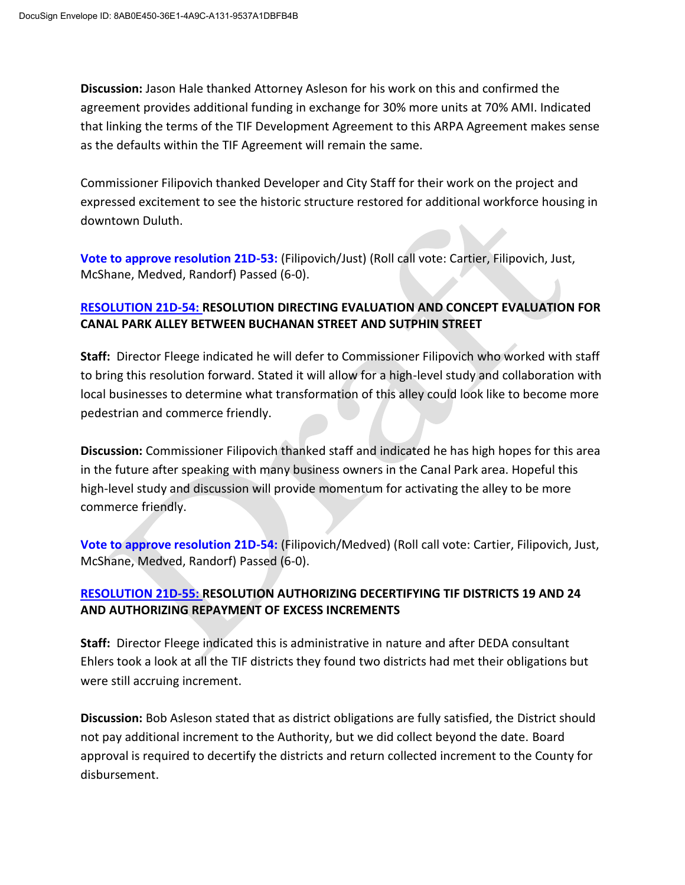**Discussion:** Jason Hale thanked Attorney Asleson for his work on this and confirmed the agreement provides additional funding in exchange for 30% more units at 70% AMI. Indicated that linking the terms of the TIF Development Agreement to this ARPA Agreement makes sense as the defaults within the TIF Agreement will remain the same.

Commissioner Filipovich thanked Developer and City Staff for their work on the project and expressed excitement to see the historic structure restored for additional workforce housing in downtown Duluth.

**Vote to approve resolution 21D-53:** (Filipovich/Just) (Roll call vote: Cartier, Filipovich, Just, McShane, Medved, Randorf) Passed (6-0).

**RESOLUTION 21D-54: RESOLUTION DIRECTING EVALUATION AND CONCEPT EVALUATION FOR CANAL PARK ALLEY BETWEEN BUCHANAN STREET AND SUTPHIN STREET**

**Staff:** Director Fleege indicated he will defer to Commissioner Filipovich who worked with staff to bring this resolution forward. Stated it will allow for a high-level study and collaboration with local businesses to determine what transformation of this alley could look like to become more pedestrian and commerce friendly.

**Discussion:** Commissioner Filipovich thanked staff and indicated he has high hopes for this area in the future after speaking with many business owners in the Canal Park area. Hopeful this high-level study and discussion will provide momentum for activating the alley to be more commerce friendly.

**Vote to approve resolution 21D-54:** (Filipovich/Medved) (Roll call vote: Cartier, Filipovich, Just, McShane, Medved, Randorf) Passed (6-0).

**RESOLUTION 21D-55: RESOLUTION AUTHORIZING DECERTIFYING TIF DISTRICTS 19 AND 24 AND AUTHORIZING REPAYMENT OF EXCESS INCREMENTS**

**Staff:** Director Fleege indicated this is administrative in nature and after DEDA consultant Ehlers took a look at all the TIF districts they found two districts had met their obligations but were still accruing increment.

**Discussion:** Bob Asleson stated that as district obligations are fully satisfied, the District should not pay additional increment to the Authority, but we did collect beyond the date. Board approval is required to decertify the districts and return collected increment to the County for disbursement.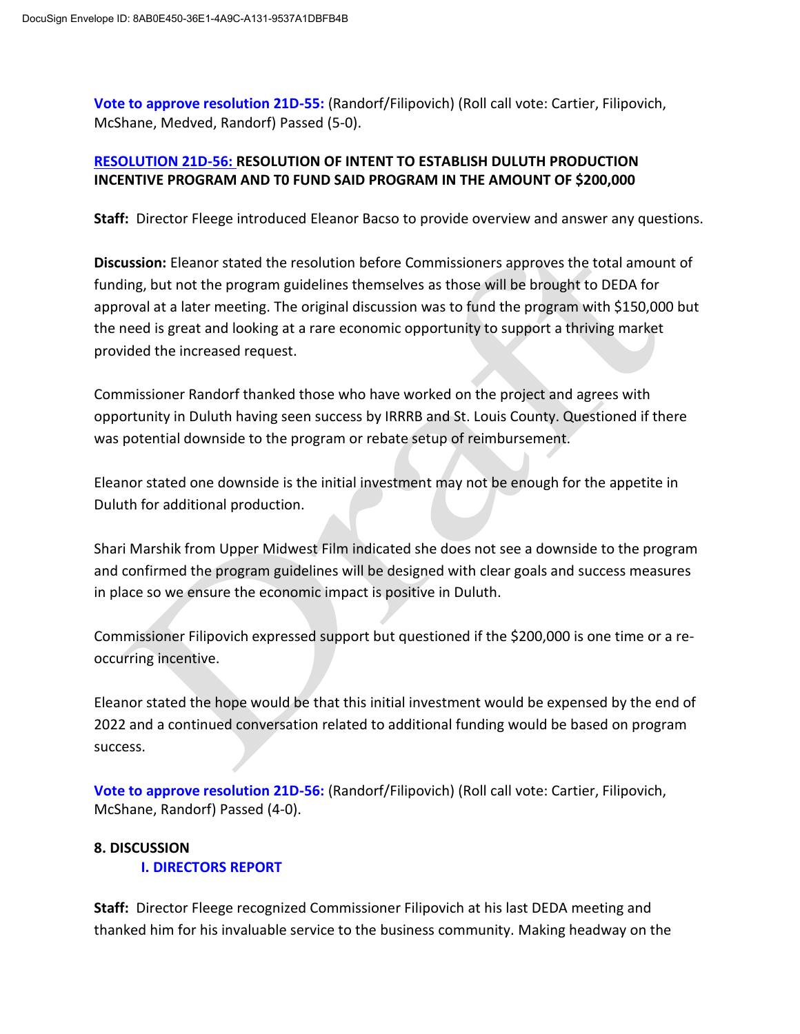**Vote to approve resolution 21D-55:** (Randorf/Filipovich) (Roll call vote: Cartier, Filipovich, McShane, Medved, Randorf) Passed (5-0).

**RESOLUTION 21D-56: RESOLUTION OF INTENT TO ESTABLISH DULUTH PRODUCTION INCENTIVE PROGRAM AND T0 FUND SAID PROGRAM IN THE AMOUNT OF $200,000**

**Staff:** Director Fleege introduced Eleanor Bacso to provide overview and answer any questions.

**Discussion:** Eleanor stated the resolution before Commissioners approves the total amount of funding, but not the program guidelines themselves as those will be brought to DEDA for approval at a later meeting. The original discussion was to fund the program with $150,000 but the need is great and looking at a rare economic opportunity to support a thriving market provided the increased request.

Commissioner Randorf thanked those who have worked on the project and agrees with opportunity in Duluth having seen success by IRRRB and St. Louis County. Questioned if there was potential downside to the program or rebate setup of reimbursement.

Eleanor stated one downside is the initial investment may not be enough for the appetite in Duluth for additional production.

Shari Marshik from Upper Midwest Film indicated she does not see a downside to the program and confirmed the program guidelines will be designed with clear goals and success measures in place so we ensure the economic impact is positive in Duluth.

Commissioner Filipovich expressed support but questioned if the $200,000 is one time or a re-occurring incentive.

Eleanor stated the hope would be that this initial investment would be expensed by the end of 2022 and a continued conversation related to additional funding would be based on program success.

**Vote to approve resolution 21D-56:** (Randorf/Filipovich) (Roll call vote: Cartier, Filipovich, McShane, Randorf) Passed (4-0).

**8. DISCUSSION**

**I. DIRECTORS REPORT**

**Staff:** Director Fleege recognized Commissioner Filipovich at his last DEDA meeting and thanked him for his invaluable service to the business community. Making headway on the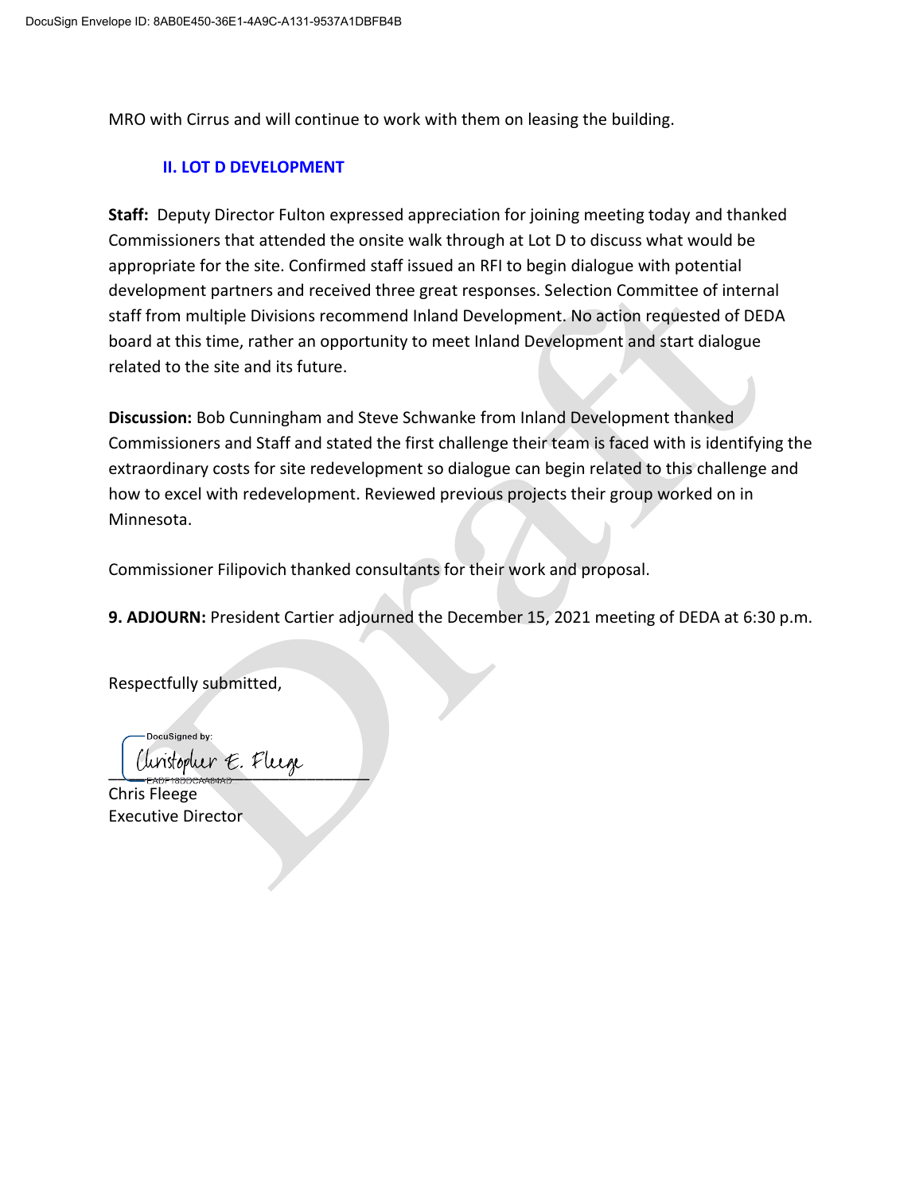MRO with Cirrus and will continue to work with them on leasing the building.

### II. LOT D DEVELOPMENT

**Staff:** Deputy Director Fulton expressed appreciation for joining meeting today and thanked Commissioners that attended the onsite walk through at Lot D to discuss what would be appropriate for the site. Confirmed staff issued an RFI to begin dialogue with potential development partners and received three great responses. Selection Committee of internal staff from multiple Divisions recommend Inland Development. No action requested of DEDA board at this time, rather an opportunity to meet Inland Development and start dialogue related to the site and its future.

**Discussion:** Bob Cunningham and Steve Schwanke from Inland Development thanked Commissioners and Staff and stated the first challenge their team is faced with is identifying the extraordinary costs for site redevelopment so dialogue can begin related to this challenge and how to excel with redevelopment. Reviewed previous projects their group worked on in Minnesota.

Commissioner Filipovich thanked consultants for their work and proposal.

**9. ADJOURN:** President Cartier adjourned the December 15, 2021 meeting of DEDA at 6:30 p.m.

Respectfully submitted,

DocuSigned by:
Christopher E. Fleege
EADF18DDCAAB4AD

Chris Fleege
Executive Director